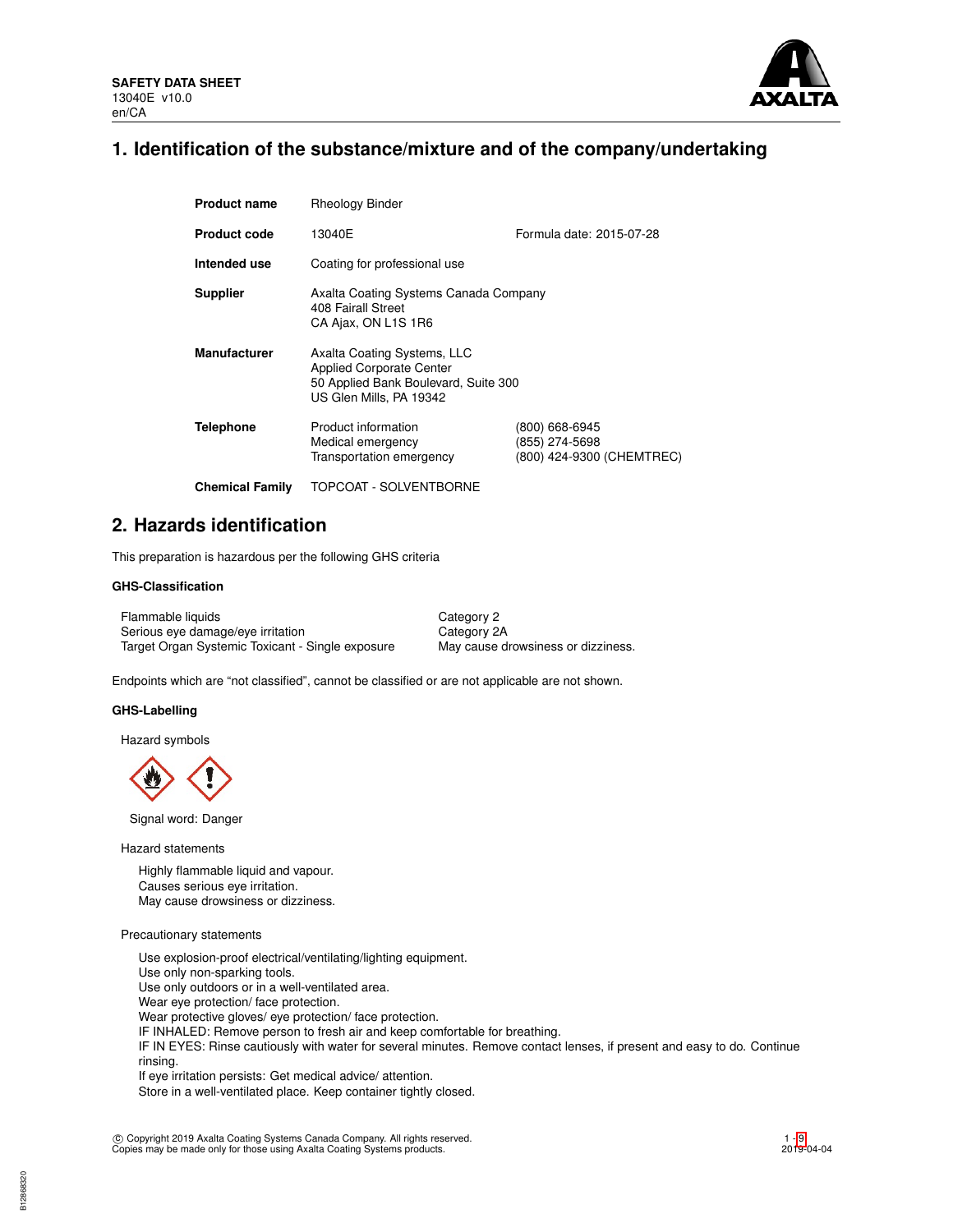**SAFETY DATA SHEET**
13040E v10.0
en/CA

# 1. Identification of the substance/mixture and of the company/undertaking

| | | |
|---|---|---|
| **Product name** | Rheology Binder | |
| **Product code** | 13040E | Formula date: 2015-07-28 |
| **Intended use** | Coating for professional use | |
| **Supplier** | Axalta Coating Systems Canada Company<br>408 Fairall Street<br>CA Ajax, ON L1S 1R6 | |
| **Manufacturer** | Axalta Coating Systems, LLC<br>Applied Corporate Center<br>50 Applied Bank Boulevard, Suite 300<br>US Glen Mills, PA 19342 | |
| **Telephone** | Product information<br>Medical emergency<br>Transportation emergency | (800) 668-6945<br>(855) 274-5698<br>(800) 424-9300 (CHEMTREC) |
| **Chemical Family** | TOPCOAT - SOLVENTBORNE | |

# 2. Hazards identification

This preparation is hazardous per the following GHS criteria

### GHS-Classification

| | |
|---|---|
| Flammable liquids | Category 2 |
| Serious eye damage/eye irritation | Category 2A |
| Target Organ Systemic Toxicant - Single exposure | May cause drowsiness or dizziness. |

Endpoints which are "not classified", cannot be classified or are not applicable are not shown.

### GHS-Labelling

Hazard symbols

Signal word: Danger

Hazard statements

Highly flammable liquid and vapour.
Causes serious eye irritation.
May cause drowsiness or dizziness.

Precautionary statements

Use explosion-proof electrical/ventilating/lighting equipment.
Use only non-sparking tools.
Use only outdoors or in a well-ventilated area.
Wear eye protection/ face protection.
Wear protective gloves/ eye protection/ face protection.
IF INHALED: Remove person to fresh air and keep comfortable for breathing.
IF IN EYES: Rinse cautiously with water for several minutes. Remove contact lenses, if present and easy to do. Continue rinsing.
If eye irritation persists: Get medical advice/ attention.
Store in a well-ventilated place. Keep container tightly closed.

© Copyright 2019 Axalta Coating Systems Canada Company. All rights reserved.
Copies may be made only for those using Axalta Coating Systems products.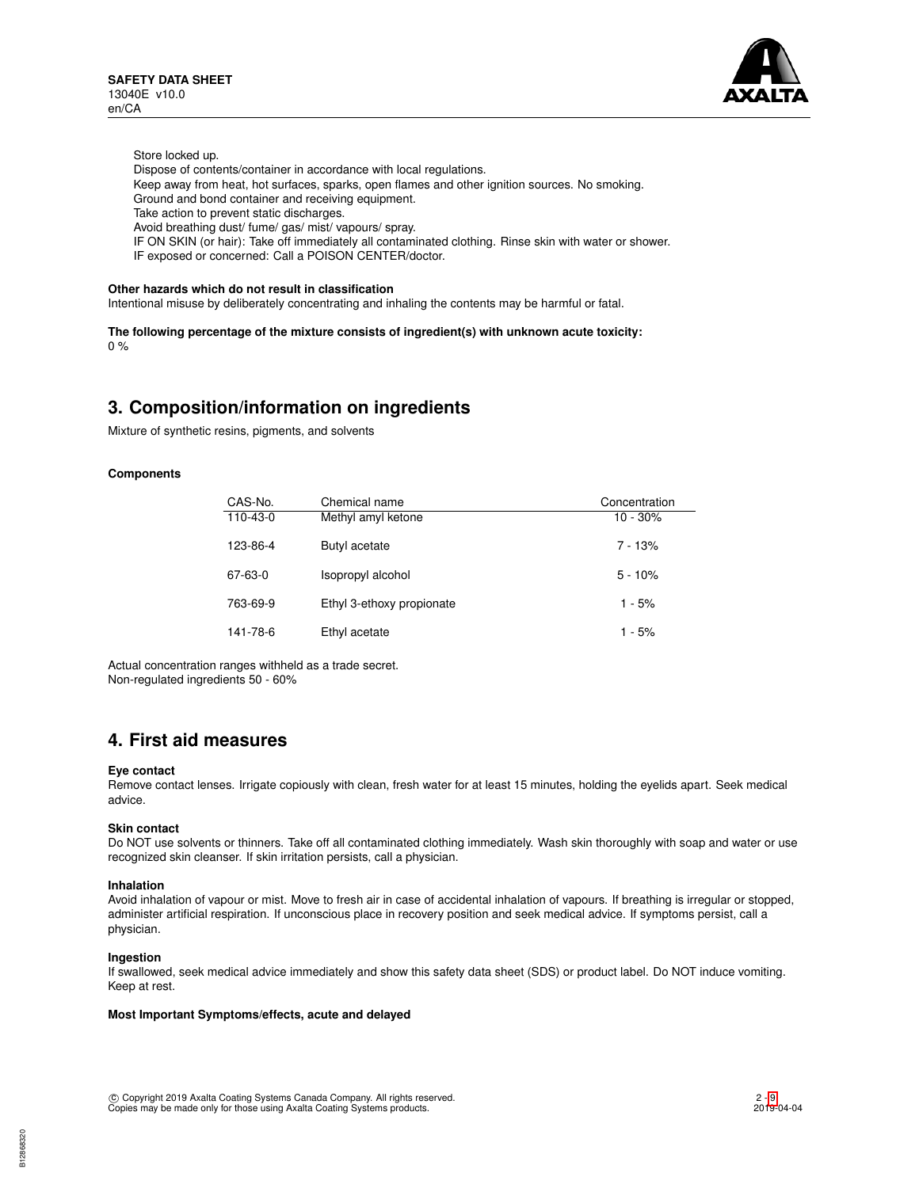Store locked up.
Dispose of contents/container in accordance with local regulations.
Keep away from heat, hot surfaces, sparks, open flames and other ignition sources. No smoking.
Ground and bond container and receiving equipment.
Take action to prevent static discharges.
Avoid breathing dust/ fume/ gas/ mist/ vapours/ spray.
IF ON SKIN (or hair): Take off immediately all contaminated clothing. Rinse skin with water or shower.
IF exposed or concerned: Call a POISON CENTER/doctor.

**Other hazards which do not result in classification**
Intentional misuse by deliberately concentrating and inhaling the contents may be harmful or fatal.

**The following percentage of the mixture consists of ingredient(s) with unknown acute toxicity:**
0 %

## 3. Composition/information on ingredients

Mixture of synthetic resins, pigments, and solvents

**Components**

| CAS-No. | Chemical name | Concentration |
|---|---|---|
| 110-43-0 | Methyl amyl ketone | 10 - 30% |
| 123-86-4 | Butyl acetate | 7 - 13% |
| 67-63-0 | Isopropyl alcohol | 5 - 10% |
| 763-69-9 | Ethyl 3-ethoxy propionate | 1 - 5% |
| 141-78-6 | Ethyl acetate | 1 - 5% |

Actual concentration ranges withheld as a trade secret.
Non-regulated ingredients 50 - 60%

## 4. First aid measures

**Eye contact**
Remove contact lenses. Irrigate copiously with clean, fresh water for at least 15 minutes, holding the eyelids apart. Seek medical advice.

**Skin contact**
Do NOT use solvents or thinners. Take off all contaminated clothing immediately. Wash skin thoroughly with soap and water or use recognized skin cleanser. If skin irritation persists, call a physician.

**Inhalation**
Avoid inhalation of vapour or mist. Move to fresh air in case of accidental inhalation of vapours. If breathing is irregular or stopped, administer artificial respiration. If unconscious place in recovery position and seek medical advice. If symptoms persist, call a physician.

**Ingestion**
If swallowed, seek medical advice immediately and show this safety data sheet (SDS) or product label. Do NOT induce vomiting. Keep at rest.

**Most Important Symptoms/effects, acute and delayed**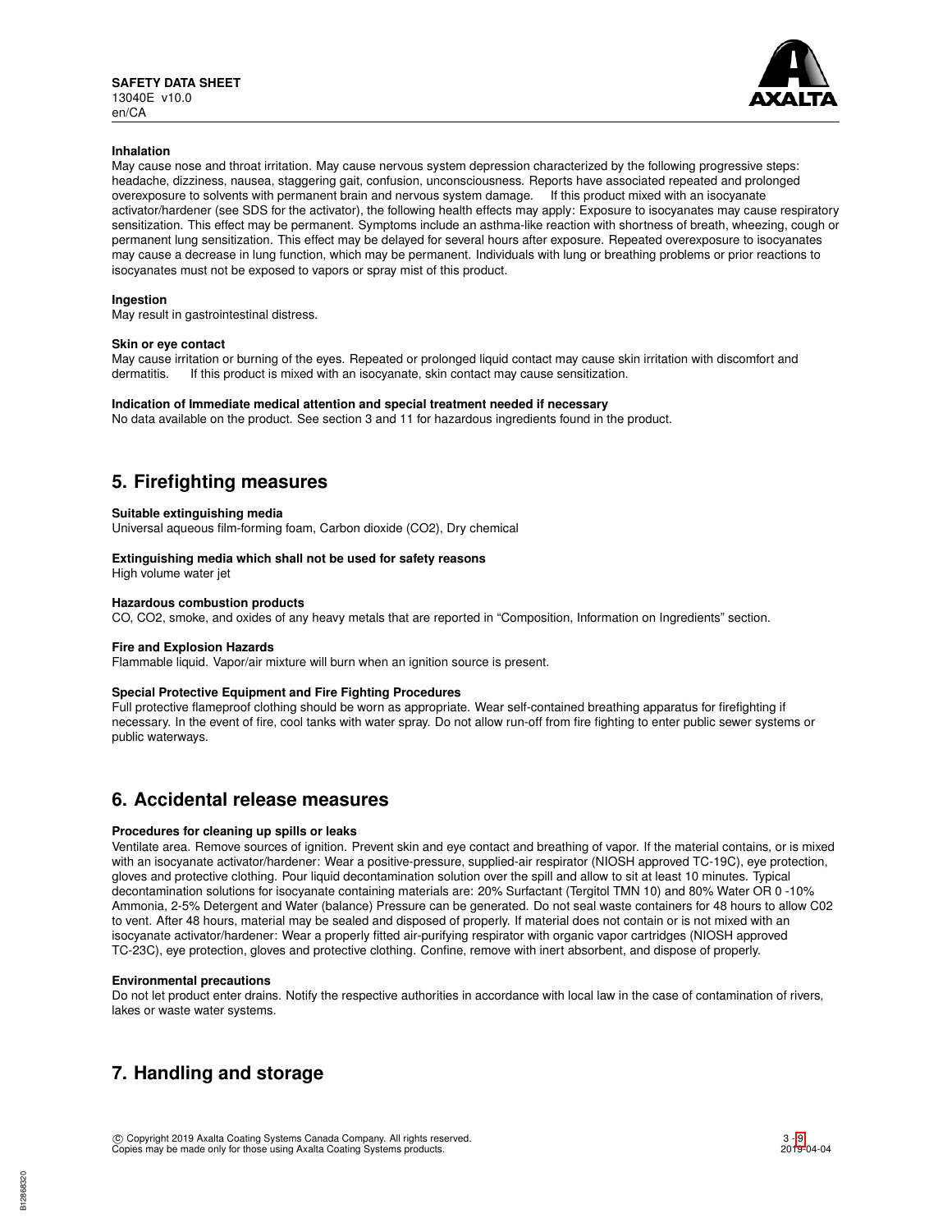**Inhalation**

May cause nose and throat irritation. May cause nervous system depression characterized by the following progressive steps: headache, dizziness, nausea, staggering gait, confusion, unconsciousness. Reports have associated repeated and prolonged overexposure to solvents with permanent brain and nervous system damage. If this product mixed with an isocyanate activator/hardener (see SDS for the activator), the following health effects may apply: Exposure to isocyanates may cause respiratory sensitization. This effect may be permanent. Symptoms include an asthma-like reaction with shortness of breath, wheezing, cough or permanent lung sensitization. This effect may be delayed for several hours after exposure. Repeated overexposure to isocyanates may cause a decrease in lung function, which may be permanent. Individuals with lung or breathing problems or prior reactions to isocyanates must not be exposed to vapors or spray mist of this product.

**Ingestion**

May result in gastrointestinal distress.

**Skin or eye contact**

May cause irritation or burning of the eyes. Repeated or prolonged liquid contact may cause skin irritation with discomfort and dermatitis. If this product is mixed with an isocyanate, skin contact may cause sensitization.

**Indication of Immediate medical attention and special treatment needed if necessary**

No data available on the product. See section 3 and 11 for hazardous ingredients found in the product.

## 5. Firefighting measures

**Suitable extinguishing media**

Universal aqueous film-forming foam, Carbon dioxide ($CO_2$), Dry chemical

**Extinguishing media which shall not be used for safety reasons**

High volume water jet

**Hazardous combustion products**

CO, $CO_2$, smoke, and oxides of any heavy metals that are reported in "Composition, Information on Ingredients" section.

**Fire and Explosion Hazards**

Flammable liquid. Vapor/air mixture will burn when an ignition source is present.

**Special Protective Equipment and Fire Fighting Procedures**

Full protective flameproof clothing should be worn as appropriate. Wear self-contained breathing apparatus for firefighting if necessary. In the event of fire, cool tanks with water spray. Do not allow run-off from fire fighting to enter public sewer systems or public waterways.

## 6. Accidental release measures

**Procedures for cleaning up spills or leaks**

Ventilate area. Remove sources of ignition. Prevent skin and eye contact and breathing of vapor. If the material contains, or is mixed with an isocyanate activator/hardener: Wear a positive-pressure, supplied-air respirator (NIOSH approved TC-19C), eye protection, gloves and protective clothing. Pour liquid decontamination solution over the spill and allow to sit at least 10 minutes. Typical decontamination solutions for isocyanate containing materials are: 20% Surfactant (Tergitol TMN 10) and 80% Water OR 0 -10% Ammonia, 2-5% Detergent and Water (balance) Pressure can be generated. Do not seal waste containers for 48 hours to allow C02 to vent. After 48 hours, material may be sealed and disposed of properly. If material does not contain or is not mixed with an isocyanate activator/hardener: Wear a properly fitted air-purifying respirator with organic vapor cartridges (NIOSH approved TC-23C), eye protection, gloves and protective clothing. Confine, remove with inert absorbent, and dispose of properly.

**Environmental precautions**

Do not let product enter drains. Notify the respective authorities in accordance with local law in the case of contamination of rivers, lakes or waste water systems.

## 7. Handling and storage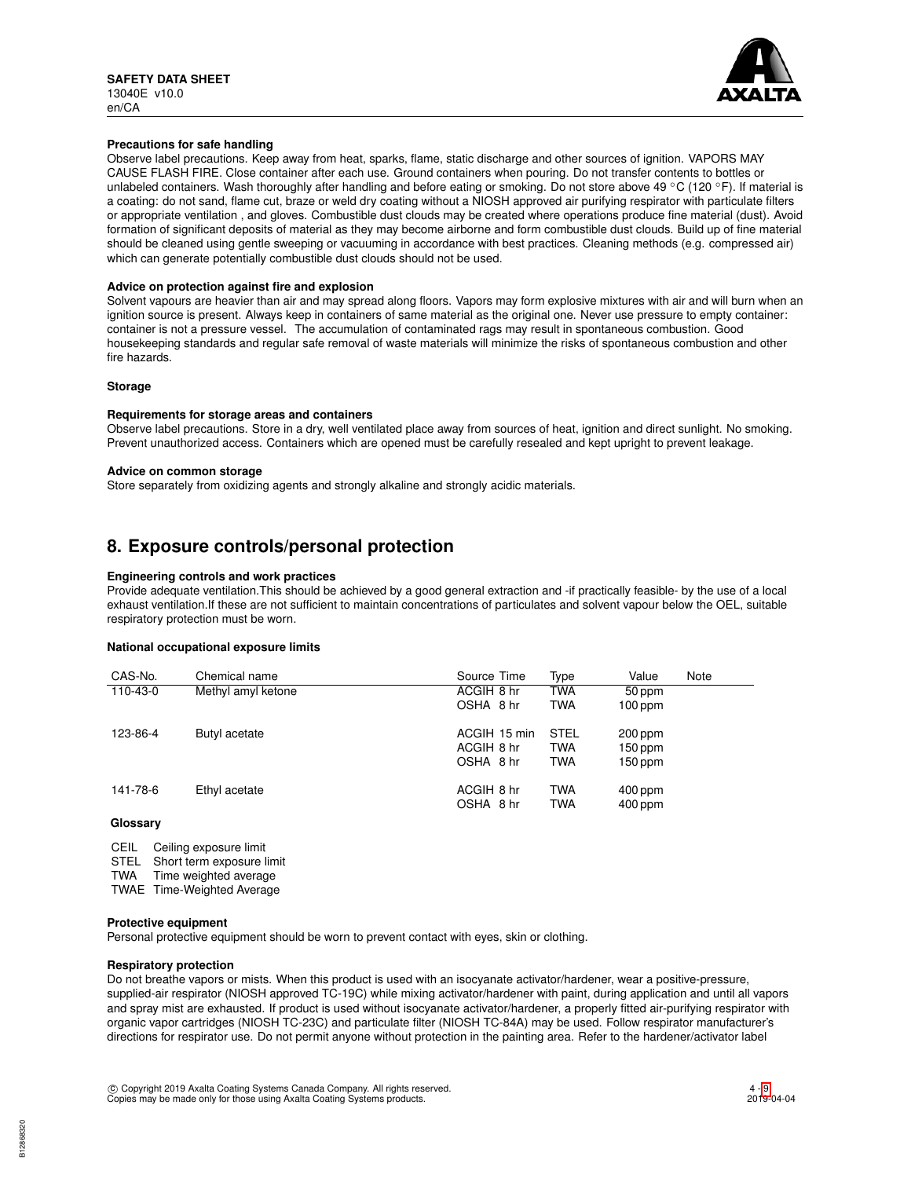#### Precautions for safe handling

Observe label precautions. Keep away from heat, sparks, flame, static discharge and other sources of ignition. VAPORS MAY CAUSE FLASH FIRE. Close container after each use. Ground containers when pouring. Do not transfer contents to bottles or unlabeled containers. Wash thoroughly after handling and before eating or smoking. Do not store above 49 °C (120 °F). If material is a coating: do not sand, flame cut, braze or weld dry coating without a NIOSH approved air purifying respirator with particulate filters or appropriate ventilation , and gloves. Combustible dust clouds may be created where operations produce fine material (dust). Avoid formation of significant deposits of material as they may become airborne and form combustible dust clouds. Build up of fine material should be cleaned using gentle sweeping or vacuuming in accordance with best practices. Cleaning methods (e.g. compressed air) which can generate potentially combustible dust clouds should not be used.

#### Advice on protection against fire and explosion

Solvent vapours are heavier than air and may spread along floors. Vapors may form explosive mixtures with air and will burn when an ignition source is present. Always keep in containers of same material as the original one. Never use pressure to empty container: container is not a pressure vessel. The accumulation of contaminated rags may result in spontaneous combustion. Good housekeeping standards and regular safe removal of waste materials will minimize the risks of spontaneous combustion and other fire hazards.

#### Storage

#### Requirements for storage areas and containers

Observe label precautions. Store in a dry, well ventilated place away from sources of heat, ignition and direct sunlight. No smoking. Prevent unauthorized access. Containers which are opened must be carefully resealed and kept upright to prevent leakage.

#### Advice on common storage

Store separately from oxidizing agents and strongly alkaline and strongly acidic materials.

## 8. Exposure controls/personal protection

#### Engineering controls and work practices

Provide adequate ventilation.This should be achieved by a good general extraction and -if practically feasible- by the use of a local exhaust ventilation.If these are not sufficient to maintain concentrations of particulates and solvent vapour below the OEL, suitable respiratory protection must be worn.

#### National occupational exposure limits

| CAS-No. | Chemical name | Source | Time | Type | Value | Note |
|---|---|---|---|---|---|---|
| 110-43-0 | Methyl amyl ketone | ACGIH | 8 hr | TWA | 50 ppm | |
| | | OSHA | 8 hr | TWA | 100 ppm | |
| 123-86-4 | Butyl acetate | ACGIH | 15 min | STEL | 200 ppm | |
| | | ACGIH | 8 hr | TWA | 150 ppm | |
| | | OSHA | 8 hr | TWA | 150 ppm | |
| 141-78-6 | Ethyl acetate | ACGIH | 8 hr | TWA | 400 ppm | |
| | | OSHA | 8 hr | TWA | 400 ppm | |

#### Glossary

| | |
|---|---|
| CEIL | Ceiling exposure limit |
| STEL | Short term exposure limit |
| TWA | Time weighted average |
| TWAE | Time-Weighted Average |

#### Protective equipment

Personal protective equipment should be worn to prevent contact with eyes, skin or clothing.

#### Respiratory protection

Do not breathe vapors or mists. When this product is used with an isocyanate activator/hardener, wear a positive-pressure, supplied-air respirator (NIOSH approved TC-19C) while mixing activator/hardener with paint, during application and until all vapors and spray mist are exhausted. If product is used without isocyanate activator/hardener, a properly fitted air-purifying respirator with organic vapor cartridges (NIOSH TC-23C) and particulate filter (NIOSH TC-84A) may be used. Follow respirator manufacturer's directions for respirator use. Do not permit anyone without protection in the painting area. Refer to the hardener/activator label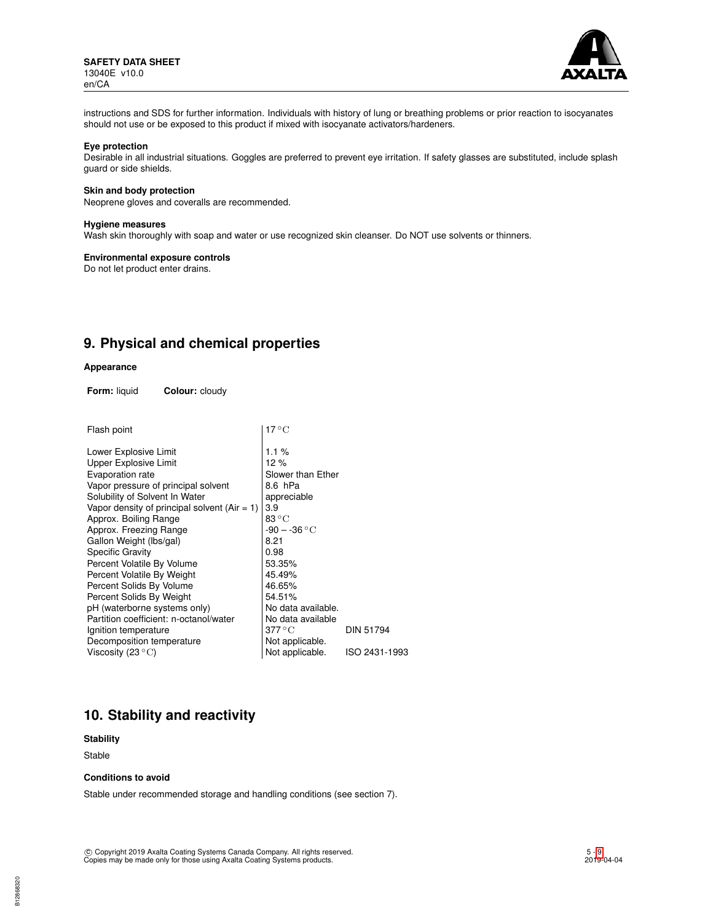instructions and SDS for further information. Individuals with history of lung or breathing problems or prior reaction to isocyanates should not use or be exposed to this product if mixed with isocyanate activators/hardeners.

**Eye protection**

Desirable in all industrial situations. Goggles are preferred to prevent eye irritation. If safety glasses are substituted, include splash guard or side shields.

**Skin and body protection**

Neoprene gloves and coveralls are recommended.

**Hygiene measures**

Wash skin thoroughly with soap and water or use recognized skin cleanser. Do NOT use solvents or thinners.

**Environmental exposure controls**

Do not let product enter drains.

## 9. Physical and chemical properties

**Appearance**

**Form:** liquid **Colour:** cloudy

| Property | Value | Method |
|---|---|---|
| Flash point | 17 °C | |
| Lower Explosive Limit | 1.1 % | |
| Upper Explosive Limit | 12 % | |
| Evaporation rate | Slower than Ether | |
| Vapor pressure of principal solvent | 8.6 hPa | |
| Solubility of Solvent In Water | appreciable | |
| Vapor density of principal solvent (Air = 1) | 3.9 | |
| Approx. Boiling Range | 83 °C | |
| Approx. Freezing Range | -90 – -36 °C | |
| Gallon Weight (lbs/gal) | 8.21 | |
| Specific Gravity | 0.98 | |
| Percent Volatile By Volume | 53.35% | |
| Percent Volatile By Weight | 45.49% | |
| Percent Solids By Volume | 46.65% | |
| Percent Solids By Weight | 54.51% | |
| pH (waterborne systems only) | No data available. | |
| Partition coefficient: n-octanol/water | No data available | |
| Ignition temperature | 377 °C | DIN 51794 |
| Decomposition temperature | Not applicable. | |
| Viscosity (23 °C) | Not applicable. | ISO 2431-1993 |

## 10. Stability and reactivity

**Stability**

Stable

**Conditions to avoid**

Stable under recommended storage and handling conditions (see section 7).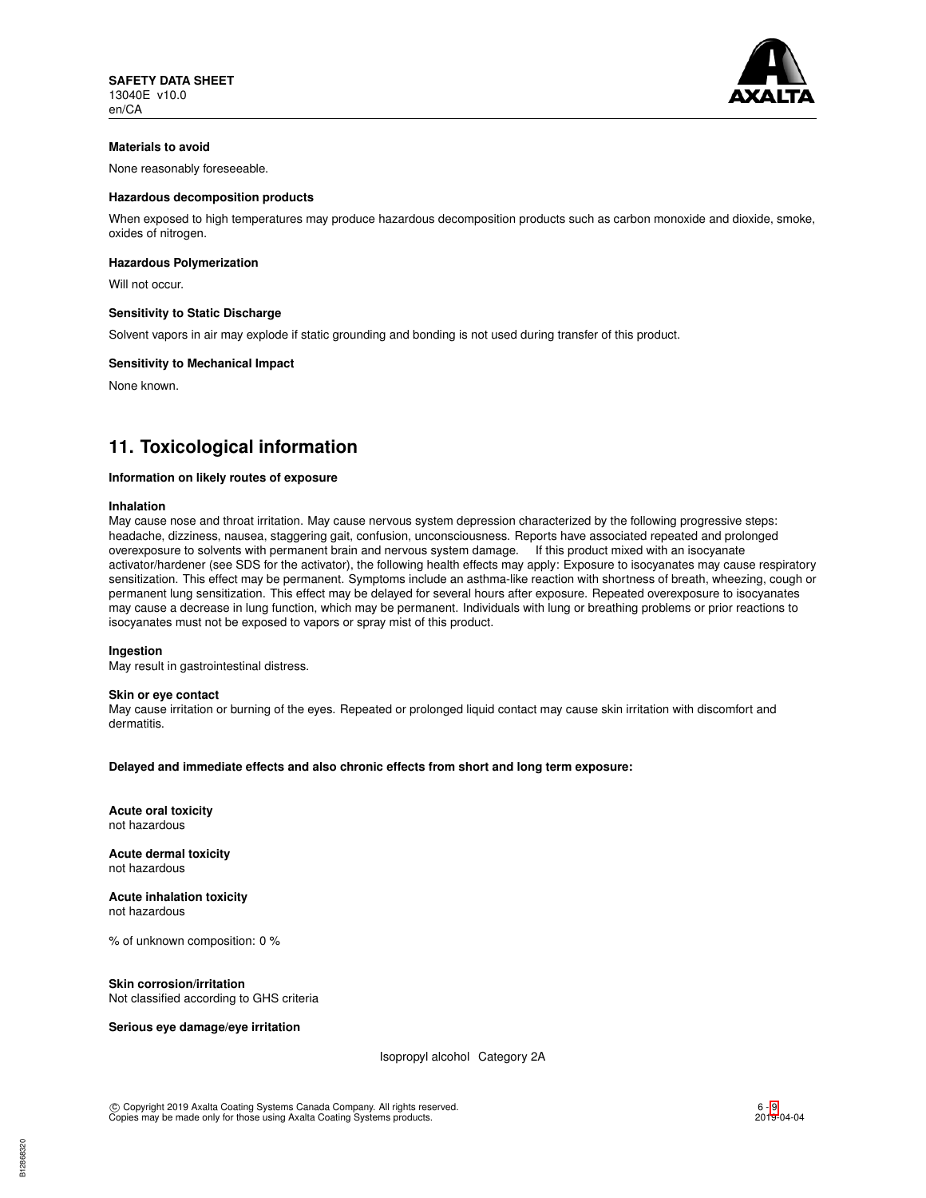**Materials to avoid**

None reasonably foreseeable.

**Hazardous decomposition products**

When exposed to high temperatures may produce hazardous decomposition products such as carbon monoxide and dioxide, smoke, oxides of nitrogen.

**Hazardous Polymerization**

Will not occur.

**Sensitivity to Static Discharge**

Solvent vapors in air may explode if static grounding and bonding is not used during transfer of this product.

**Sensitivity to Mechanical Impact**

None known.

## 11. Toxicological information

**Information on likely routes of exposure**

**Inhalation**
May cause nose and throat irritation. May cause nervous system depression characterized by the following progressive steps: headache, dizziness, nausea, staggering gait, confusion, unconsciousness. Reports have associated repeated and prolonged overexposure to solvents with permanent brain and nervous system damage. If this product mixed with an isocyanate activator/hardener (see SDS for the activator), the following health effects may apply: Exposure to isocyanates may cause respiratory sensitization. This effect may be permanent. Symptoms include an asthma-like reaction with shortness of breath, wheezing, cough or permanent lung sensitization. This effect may be delayed for several hours after exposure. Repeated overexposure to isocyanates may cause a decrease in lung function, which may be permanent. Individuals with lung or breathing problems or prior reactions to isocyanates must not be exposed to vapors or spray mist of this product.

**Ingestion**
May result in gastrointestinal distress.

**Skin or eye contact**
May cause irritation or burning of the eyes. Repeated or prolonged liquid contact may cause skin irritation with discomfort and dermatitis.

**Delayed and immediate effects and also chronic effects from short and long term exposure:**

**Acute oral toxicity**
not hazardous

**Acute dermal toxicity**
not hazardous

**Acute inhalation toxicity**
not hazardous

% of unknown composition: 0 %

**Skin corrosion/irritation**
Not classified according to GHS criteria

**Serious eye damage/eye irritation**

| | |
|---|---|
| Isopropyl alcohol | Category 2A |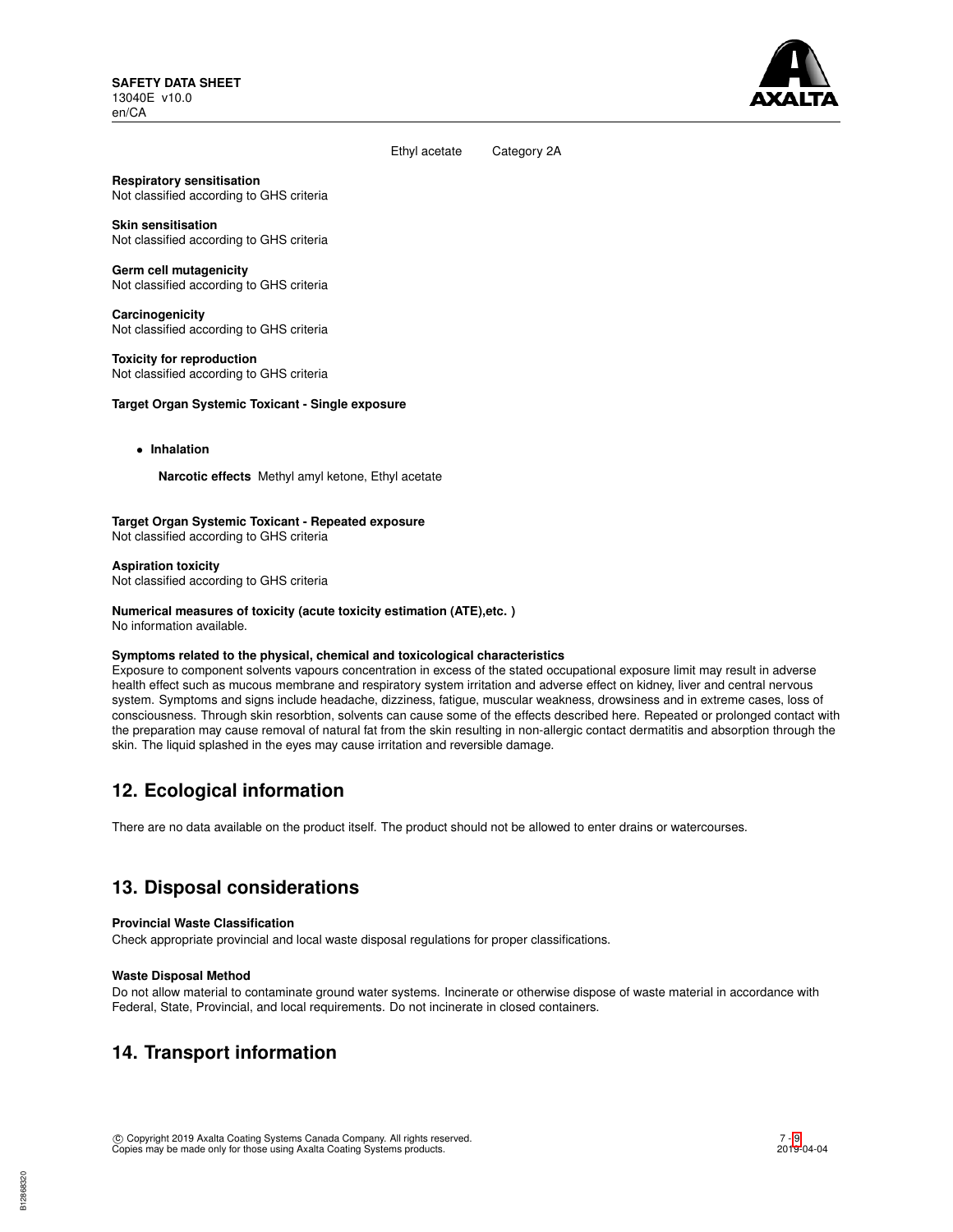| Ethyl acetate | Category 2A |
|---|---|

**Respiratory sensitisation**
Not classified according to GHS criteria

**Skin sensitisation**
Not classified according to GHS criteria

**Germ cell mutagenicity**
Not classified according to GHS criteria

**Carcinogenicity**
Not classified according to GHS criteria

**Toxicity for reproduction**
Not classified according to GHS criteria

**Target Organ Systemic Toxicant - Single exposure**

- **Inhalation**

  **Narcotic effects** Methyl amyl ketone, Ethyl acetate

**Target Organ Systemic Toxicant - Repeated exposure**
Not classified according to GHS criteria

**Aspiration toxicity**
Not classified according to GHS criteria

**Numerical measures of toxicity (acute toxicity estimation (ATE),etc. )**
No information available.

**Symptoms related to the physical, chemical and toxicological characteristics**
Exposure to component solvents vapours concentration in excess of the stated occupational exposure limit may result in adverse health effect such as mucous membrane and respiratory system irritation and adverse effect on kidney, liver and central nervous system. Symptoms and signs include headache, dizziness, fatigue, muscular weakness, drowsiness and in extreme cases, loss of consciousness. Through skin resorbtion, solvents can cause some of the effects described here. Repeated or prolonged contact with the preparation may cause removal of natural fat from the skin resulting in non-allergic contact dermatitis and absorption through the skin. The liquid splashed in the eyes may cause irritation and reversible damage.

## 12. Ecological information

There are no data available on the product itself. The product should not be allowed to enter drains or watercourses.

## 13. Disposal considerations

**Provincial Waste Classification**
Check appropriate provincial and local waste disposal regulations for proper classifications.

**Waste Disposal Method**
Do not allow material to contaminate ground water systems. Incinerate or otherwise dispose of waste material in accordance with Federal, State, Provincial, and local requirements. Do not incinerate in closed containers.

## 14. Transport information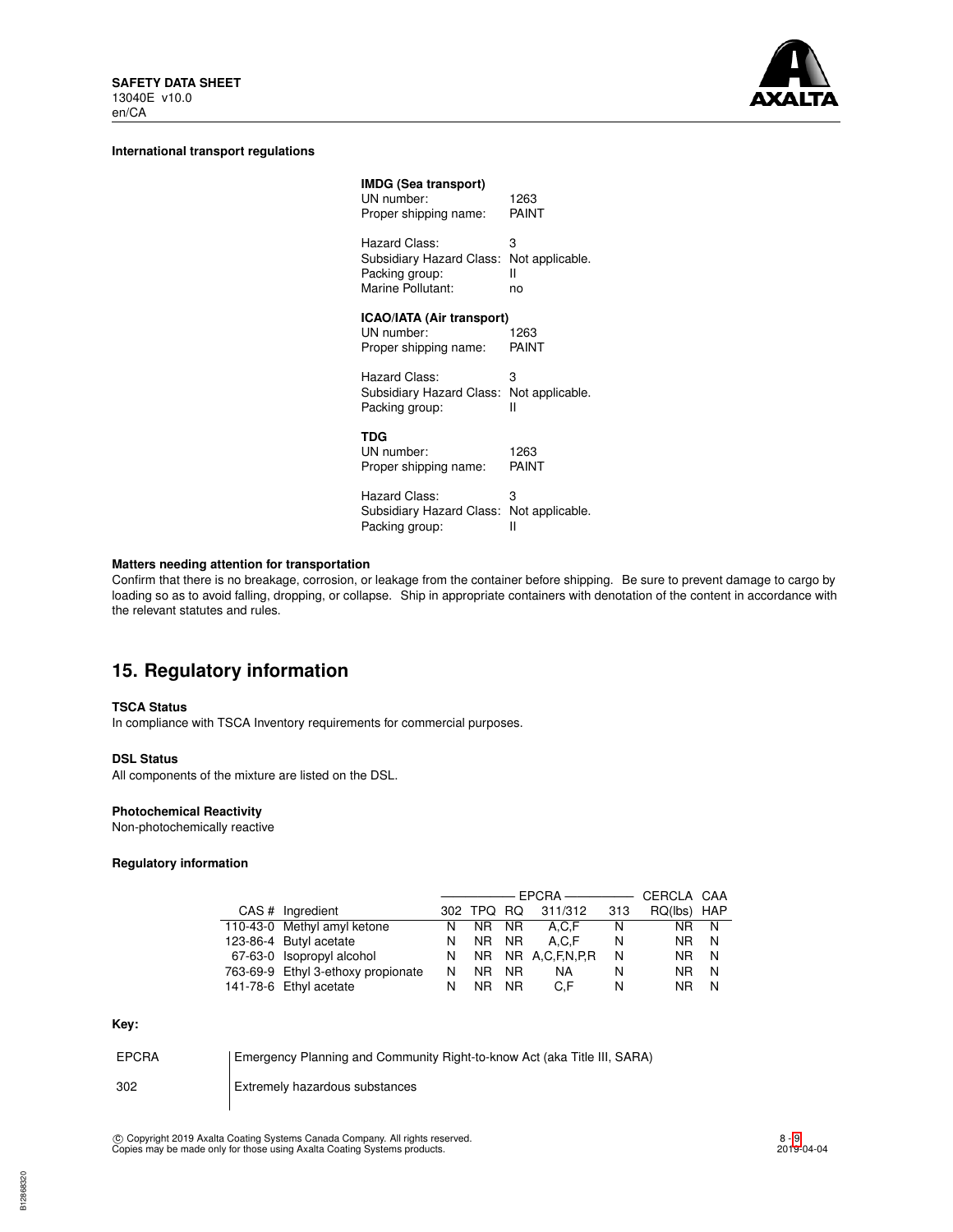**International transport regulations**

**IMDG (Sea transport)**
UN number: 1263
Proper shipping name: PAINT

Hazard Class: 3
Subsidiary Hazard Class: Not applicable.
Packing group: II
Marine Pollutant: no

**ICAO/IATA (Air transport)**
UN number: 1263
Proper shipping name: PAINT

Hazard Class: 3
Subsidiary Hazard Class: Not applicable.
Packing group: II

**TDG**
UN number: 1263
Proper shipping name: PAINT

Hazard Class: 3
Subsidiary Hazard Class: Not applicable.
Packing group: II

**Matters needing attention for transportation**
Confirm that there is no breakage, corrosion, or leakage from the container before shipping. Be sure to prevent damage to cargo by loading so as to avoid falling, dropping, or collapse. Ship in appropriate containers with denotation of the content in accordance with the relevant statutes and rules.

## 15. Regulatory information

**TSCA Status**
In compliance with TSCA Inventory requirements for commercial purposes.

**DSL Status**
All components of the mixture are listed on the DSL.

**Photochemical Reactivity**
Non-photochemically reactive

**Regulatory information**

| | | EPCRA | | | | | CERCLA | CAA |
|---|---|---|---|---|---|---|---|---|
| CAS # | Ingredient | 302 | TPQ | RQ | 311/312 | 313 | RQ(lbs) | HAP |
| 110-43-0 | Methyl amyl ketone | N | NR | NR | A,C,F | N | NR | N |
| 123-86-4 | Butyl acetate | N | NR | NR | A,C,F | N | NR | N |
| 67-63-0 | Isopropyl alcohol | N | NR | NR | A,C,F,N,P,R | N | NR | N |
| 763-69-9 | Ethyl 3-ethoxy propionate | N | NR | NR | NA | N | NR | N |
| 141-78-6 | Ethyl acetate | N | NR | NR | C,F | N | NR | N |

**Key:**

| | |
|---|---|
| EPCRA | Emergency Planning and Community Right-to-know Act (aka Title III, SARA) |
| 302 | Extremely hazardous substances |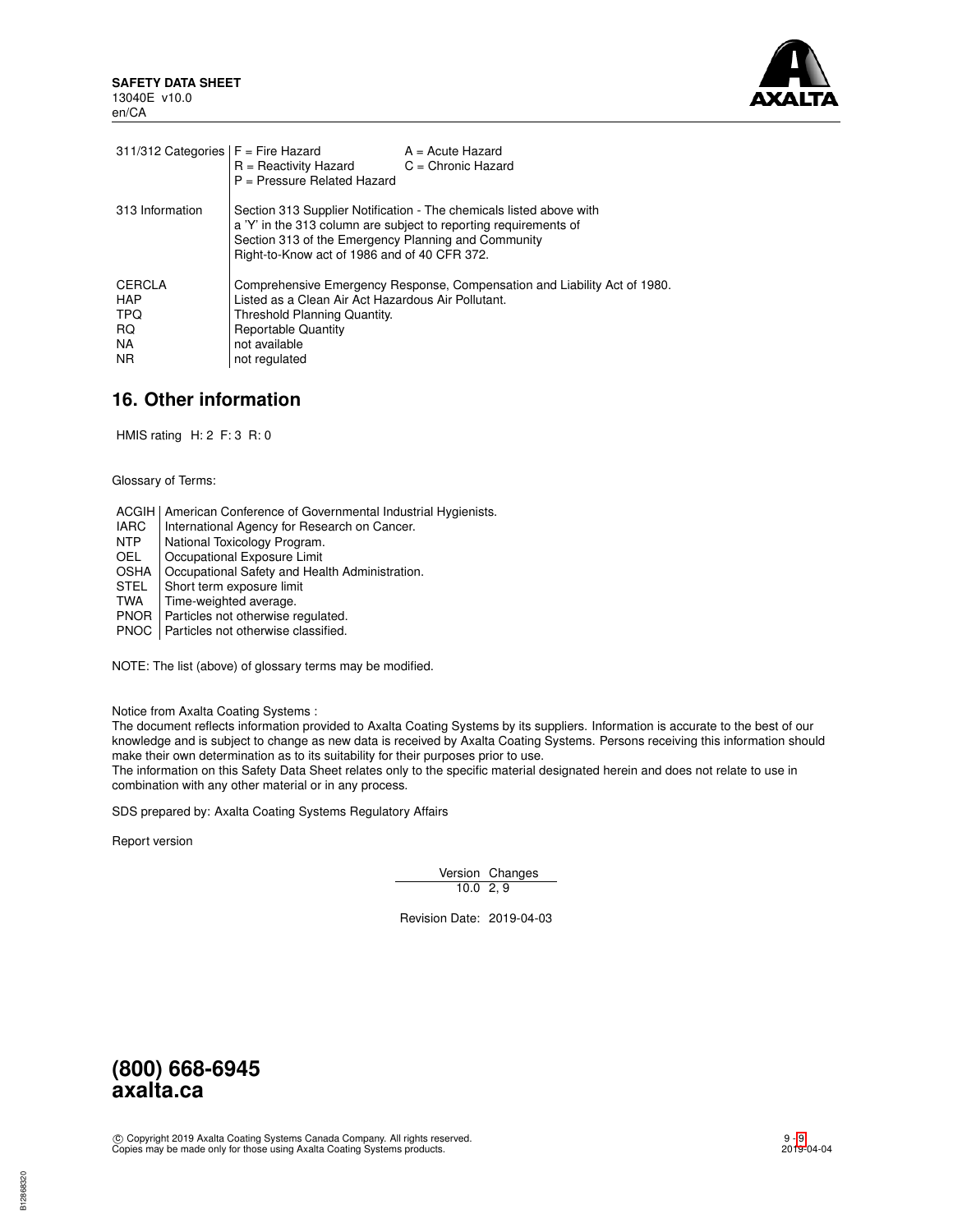| | | |
|---|---|---|
| 311/312 Categories | F = Fire Hazard<br>R = Reactivity Hazard<br>P = Pressure Related Hazard | A = Acute Hazard<br>C = Chronic Hazard |
| 313 Information | Section 313 Supplier Notification - The chemicals listed above with a 'Y' in the 313 column are subject to reporting requirements of Section 313 of the Emergency Planning and Community Right-to-Know act of 1986 and of 40 CFR 372. | |
| CERCLA | Comprehensive Emergency Response, Compensation and Liability Act of 1980. | |
| HAP | Listed as a Clean Air Act Hazardous Air Pollutant. | |
| TPQ | Threshold Planning Quantity. | |
| RQ | Reportable Quantity | |
| NA | not available | |
| NR | not regulated | |

## 16. Other information

HMIS rating H: 2 F: 3 R: 0

Glossary of Terms:

| | |
|---|---|
| ACGIH | American Conference of Governmental Industrial Hygienists. |
| IARC | International Agency for Research on Cancer. |
| NTP | National Toxicology Program. |
| OEL | Occupational Exposure Limit |
| OSHA | Occupational Safety and Health Administration. |
| STEL | Short term exposure limit |
| TWA | Time-weighted average. |
| PNOR | Particles not otherwise regulated. |
| PNOC | Particles not otherwise classified. |

NOTE: The list (above) of glossary terms may be modified.

Notice from Axalta Coating Systems :
The document reflects information provided to Axalta Coating Systems by its suppliers. Information is accurate to the best of our knowledge and is subject to change as new data is received by Axalta Coating Systems. Persons receiving this information should make their own determination as to its suitability for their purposes prior to use.
The information on this Safety Data Sheet relates only to the specific material designated herein and does not relate to use in combination with any other material or in any process.

SDS prepared by: Axalta Coating Systems Regulatory Affairs

Report version

| Version | Changes |
|---|---|
| 10.0 | 2, 9 |

Revision Date: 2019-04-03

**(800) 668-6945**
**axalta.ca**

© Copyright 2019 Axalta Coating Systems Canada Company. All rights reserved.
Copies may be made only for those using Axalta Coating Systems products.